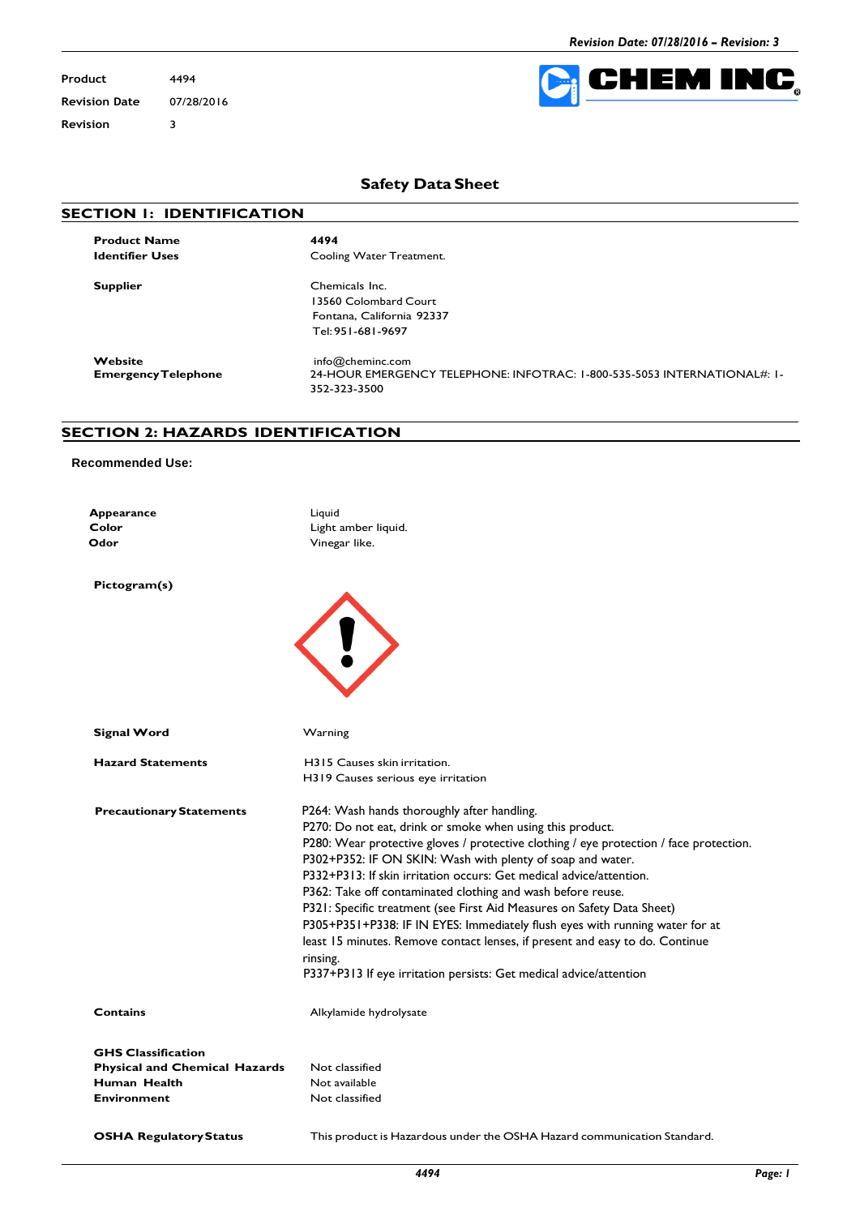| | |
|---|---|
| **Product** | 4494 |
| **Revision Date** | 07/28/2016 |
| **Revision** | 3 |

CHEM INC

## Safety Data Sheet

## SECTION 1: IDENTIFICATION

| | |
|---|---|
| **Product Name** | **4494** |
| **Identifier Uses** | Cooling Water Treatment. |
| **Supplier** | Chemicals Inc.<br>13560 Colombard Court<br>Fontana, California 92337<br>Tel: 951-681-9697 |
| **Website** | info@cheminc.com |
| **Emergency Telephone** | 24-HOUR EMERGENCY TELEPHONE: INFOTRAC: 1-800-535-5053 INTERNATIONAL#: 1-352-323-3500 |

## SECTION 2: HAZARDS IDENTIFICATION

**Recommended Use:**

| | |
|---|---|
| **Appearance** | Liquid |
| **Color** | Light amber liquid. |
| **Odor** | Vinegar like. |

**Pictogram(s)**

| | |
|---|---|
| **Signal Word** | Warning |
| **Hazard Statements** | H315 Causes skin irritation.<br>H319 Causes serious eye irritation |
| **Precautionary Statements** | P264: Wash hands thoroughly after handling.<br>P270: Do not eat, drink or smoke when using this product.<br>P280: Wear protective gloves / protective clothing / eye protection / face protection.<br>P302+P352: IF ON SKIN: Wash with plenty of soap and water.<br>P332+P313: If skin irritation occurs: Get medical advice/attention.<br>P362: Take off contaminated clothing and wash before reuse.<br>P321: Specific treatment (see First Aid Measures on Safety Data Sheet)<br>P305+P351+P338: IF IN EYES: Immediately flush eyes with running water for at least 15 minutes. Remove contact lenses, if present and easy to do. Continue rinsing.<br>P337+P313 If eye irritation persists: Get medical advice/attention |
| **Contains** | Alkylamide hydrolysate |

| | |
|---|---|
| **GHS Classification** | |
| **Physical and Chemical Hazards** | Not classified |
| **Human Health** | Not available |
| **Environment** | Not classified |
| **OSHA Regulatory Status** | This product is Hazardous under the OSHA Hazard communication Standard. |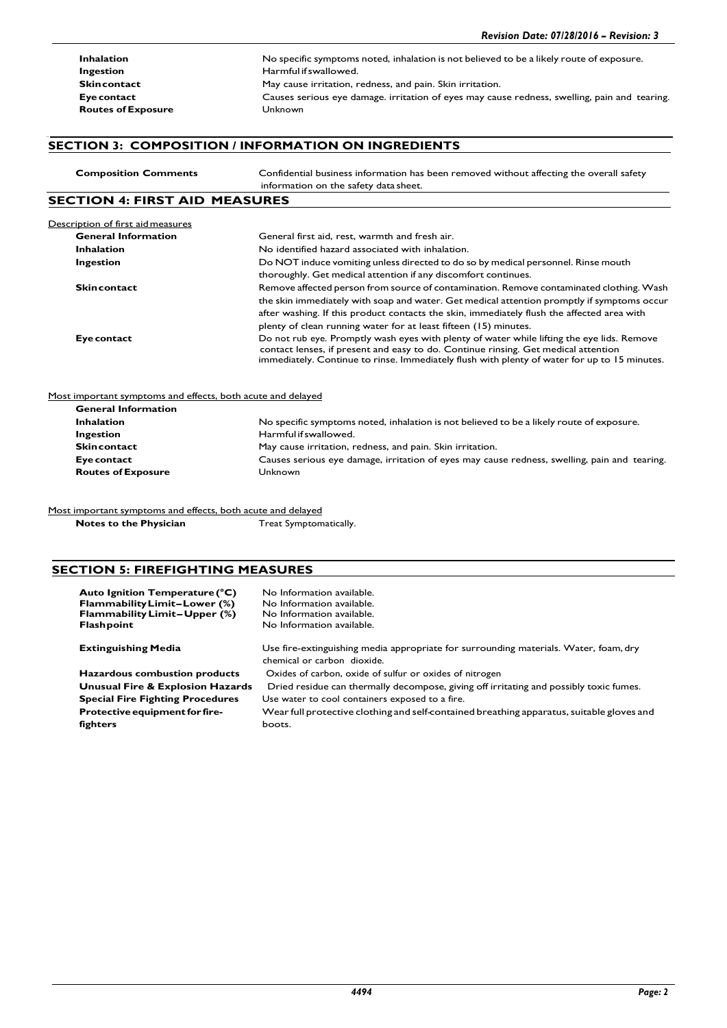| | |
|---|---|
| **Inhalation** | No specific symptoms noted, inhalation is not believed to be a likely route of exposure. |
| **Ingestion** | Harmful if swallowed. |
| **Skin contact** | May cause irritation, redness, and pain. Skin irritation. |
| **Eye contact** | Causes serious eye damage. irritation of eyes may cause redness, swelling, pain and tearing. |
| **Routes of Exposure** | Unknown |

## SECTION 3: COMPOSITION / INFORMATION ON INGREDIENTS

| | |
|---|---|
| **Composition Comments** | Confidential business information has been removed without affecting the overall safety information on the safety data sheet. |

## SECTION 4: FIRST AID MEASURES

Description of first aid measures

| | |
|---|---|
| **General Information** | General first aid, rest, warmth and fresh air. |
| **Inhalation** | No identified hazard associated with inhalation. |
| **Ingestion** | Do NOT induce vomiting unless directed to do so by medical personnel. Rinse mouth thoroughly. Get medical attention if any discomfort continues. |
| **Skin contact** | Remove affected person from source of contamination. Remove contaminated clothing. Wash the skin immediately with soap and water. Get medical attention promptly if symptoms occur after washing. If this product contacts the skin, immediately flush the affected area with plenty of clean running water for at least fifteen (15) minutes. |
| **Eye contact** | Do not rub eye. Promptly wash eyes with plenty of water while lifting the eye lids. Remove contact lenses, if present and easy to do. Continue rinsing. Get medical attention immediately. Continue to rinse. Immediately flush with plenty of water for up to 15 minutes. |

Most important symptoms and effects, both acute and delayed

| | |
|---|---|
| **General Information** | |
| **Inhalation** | No specific symptoms noted, inhalation is not believed to be a likely route of exposure. |
| **Ingestion** | Harmful if swallowed. |
| **Skin contact** | May cause irritation, redness, and pain. Skin irritation. |
| **Eye contact** | Causes serious eye damage, irritation of eyes may cause redness, swelling, pain and tearing. |
| **Routes of Exposure** | Unknown |

Most important symptoms and effects, both acute and delayed

| | |
|---|---|
| **Notes to the Physician** | Treat Symptomatically. |

## SECTION 5: FIREFIGHTING MEASURES

| | |
|---|---|
| **Auto Ignition Temperature (°C)** | No Information available. |
| **Flammability Limit – Lower (%)** | No Information available. |
| **Flammability Limit – Upper (%)** | No Information available. |
| **Flashpoint** | No Information available. |
| **Extinguishing Media** | Use fire-extinguishing media appropriate for surrounding materials. Water, foam, dry chemical or carbon dioxide. |
| **Hazardous combustion products** | Oxides of carbon, oxide of sulfur or oxides of nitrogen |
| **Unusual Fire & Explosion Hazards** | Dried residue can thermally decompose, giving off irritating and possibly toxic fumes. |
| **Special Fire Fighting Procedures** | Use water to cool containers exposed to a fire. |
| **Protective equipment for fire-fighters** | Wear full protective clothing and self-contained breathing apparatus, suitable gloves and boots. |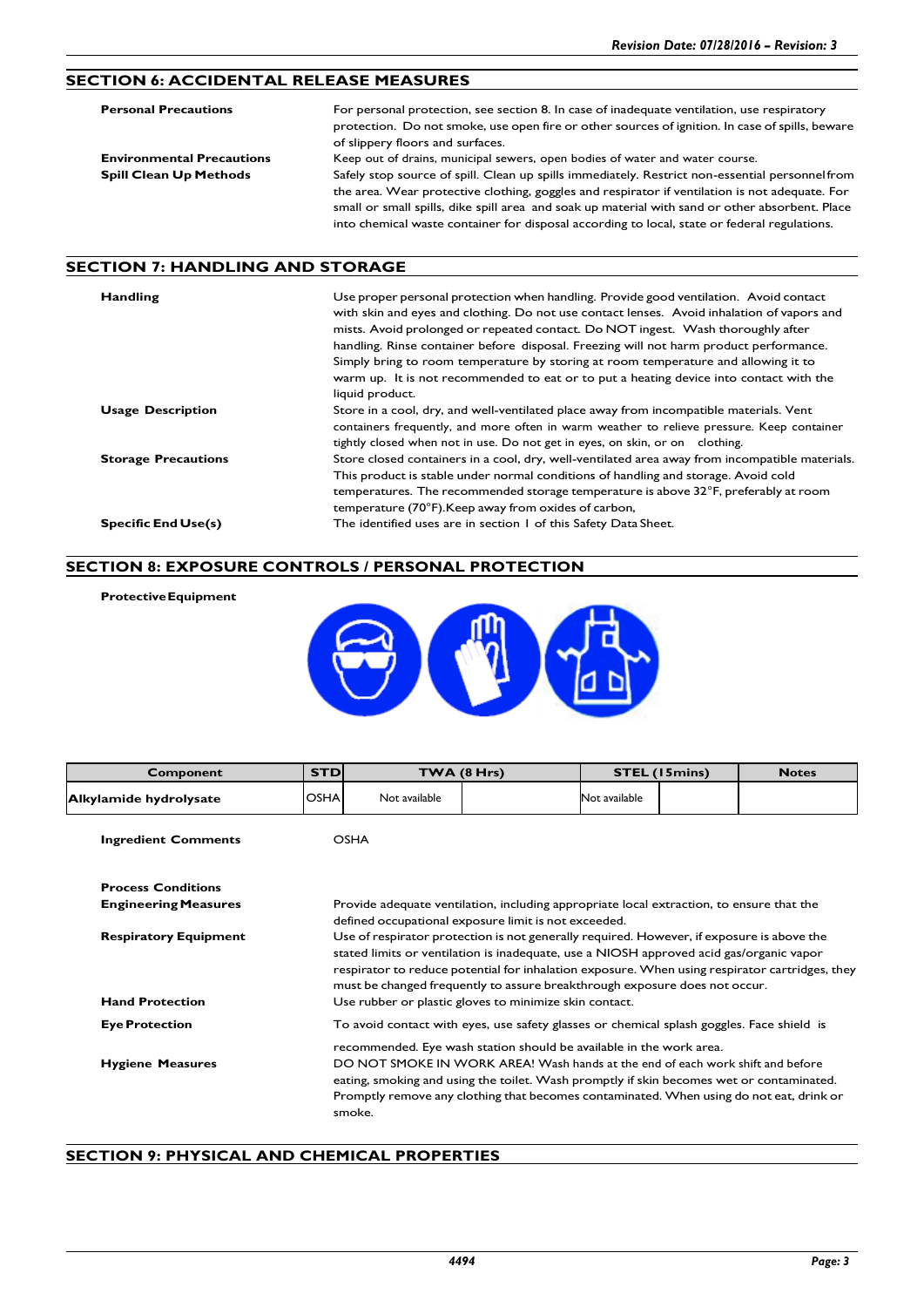## SECTION 6: ACCIDENTAL RELEASE MEASURES

**Personal Precautions** — For personal protection, see section 8. In case of inadequate ventilation, use respiratory protection. Do not smoke, use open fire or other sources of ignition. In case of spills, beware of slippery floors and surfaces.

**Environmental Precautions** — Keep out of drains, municipal sewers, open bodies of water and water course.

**Spill Clean Up Methods** — Safely stop source of spill. Clean up spills immediately. Restrict non-essential personnel from the area. Wear protective clothing, goggles and respirator if ventilation is not adequate. For small or small spills, dike spill area and soak up material with sand or other absorbent. Place into chemical waste container for disposal according to local, state or federal regulations.

## SECTION 7: HANDLING AND STORAGE

**Handling** — Use proper personal protection when handling. Provide good ventilation. Avoid contact with skin and eyes and clothing. Do not use contact lenses. Avoid inhalation of vapors and mists. Avoid prolonged or repeated contact. Do NOT ingest. Wash thoroughly after handling. Rinse container before disposal. Freezing will not harm product performance. Simply bring to room temperature by storing at room temperature and allowing it to warm up. It is not recommended to eat or to put a heating device into contact with the liquid product.

**Usage Description** — Store in a cool, dry, and well-ventilated place away from incompatible materials. Vent containers frequently, and more often in warm weather to relieve pressure. Keep container tightly closed when not in use. Do not get in eyes, on skin, or on clothing.

**Storage Precautions** — Store closed containers in a cool, dry, well-ventilated area away from incompatible materials. This product is stable under normal conditions of handling and storage. Avoid cold temperatures. The recommended storage temperature is above 32°F, preferably at room temperature (70°F).Keep away from oxides of carbon,

**Specific End Use(s)** — The identified uses are in section 1 of this Safety Data Sheet.

## SECTION 8: EXPOSURE CONTROLS / PERSONAL PROTECTION

**Protective Equipment**

| Component | STD | TWA (8 Hrs) | | STEL (15mins) | | Notes |
|---|---|---|---|---|---|---|
| **Alkylamide hydrolysate** | OSHA | Not available | | Not available | | |

**Ingredient Comments** — OSHA

**Process Conditions**

**Engineering Measures** — Provide adequate ventilation, including appropriate local extraction, to ensure that the defined occupational exposure limit is not exceeded.

**Respiratory Equipment** — Use of respirator protection is not generally required. However, if exposure is above the stated limits or ventilation is inadequate, use a NIOSH approved acid gas/organic vapor respirator to reduce potential for inhalation exposure. When using respirator cartridges, they must be changed frequently to assure breakthrough exposure does not occur.

**Hand Protection** — Use rubber or plastic gloves to minimize skin contact.

**Eye Protection** — To avoid contact with eyes, use safety glasses or chemical splash goggles. Face shield is recommended. Eye wash station should be available in the work area.

**Hygiene Measures** — DO NOT SMOKE IN WORK AREA! Wash hands at the end of each work shift and before eating, smoking and using the toilet. Wash promptly if skin becomes wet or contaminated. Promptly remove any clothing that becomes contaminated. When using do not eat, drink or smoke.

## SECTION 9: PHYSICAL AND CHEMICAL PROPERTIES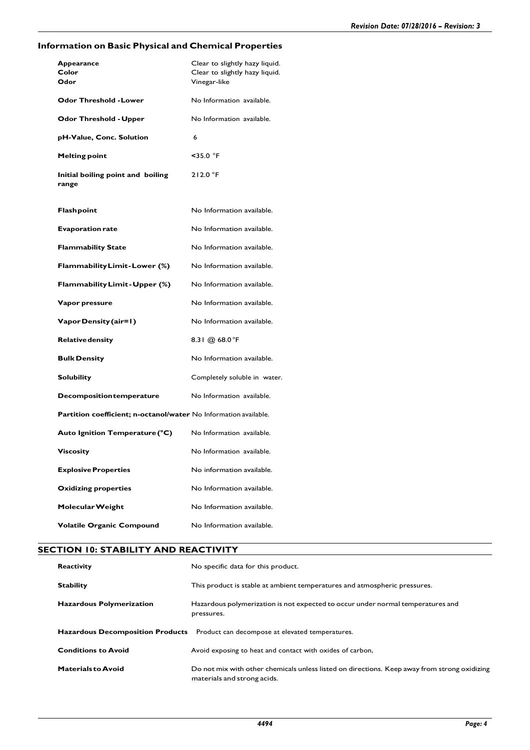## Information on Basic Physical and Chemical Properties

| Property | Value |
|---|---|
| **Appearance** | Clear to slightly hazy liquid. |
| **Color** | Clear to slightly hazy liquid. |
| **Odor** | Vinegar-like |
| **Odor Threshold - Lower** | No Information available. |
| **Odor Threshold - Upper** | No Information available. |
| **pH-Value, Conc. Solution** | 6 |
| **Melting point** | <35.0 °F |
| **Initial boiling point and boiling range** | 212.0 °F |
| **Flashpoint** | No Information available. |
| **Evaporation rate** | No Information available. |
| **Flammability State** | No Information available. |
| **Flammability Limit - Lower (%)** | No Information available. |
| **Flammability Limit - Upper (%)** | No Information available. |
| **Vapor pressure** | No Information available. |
| **Vapor Density (air=1)** | No Information available. |
| **Relative density** | 8.31 @ 68.0 °F |
| **Bulk Density** | No Information available. |
| **Solubility** | Completely soluble in water. |
| **Decomposition temperature** | No Information available. |
| **Partition coefficient; n-octanol/water** | No Information available. |
| **Auto Ignition Temperature (°C)** | No Information available. |
| **Viscosity** | No Information available. |
| **Explosive Properties** | No information available. |
| **Oxidizing properties** | No Information available. |
| **Molecular Weight** | No Information available. |
| **Volatile Organic Compound** | No Information available. |

## SECTION 10: STABILITY AND REACTIVITY

| | |
|---|---|
| **Reactivity** | No specific data for this product. |
| **Stability** | This product is stable at ambient temperatures and atmospheric pressures. |
| **Hazardous Polymerization** | Hazardous polymerization is not expected to occur under normal temperatures and pressures. |
| **Hazardous Decomposition Products** | Product can decompose at elevated temperatures. |
| **Conditions to Avoid** | Avoid exposing to heat and contact with oxides of carbon, |
| **Materials to Avoid** | Do not mix with other chemicals unless listed on directions. Keep away from strong oxidizing materials and strong acids. |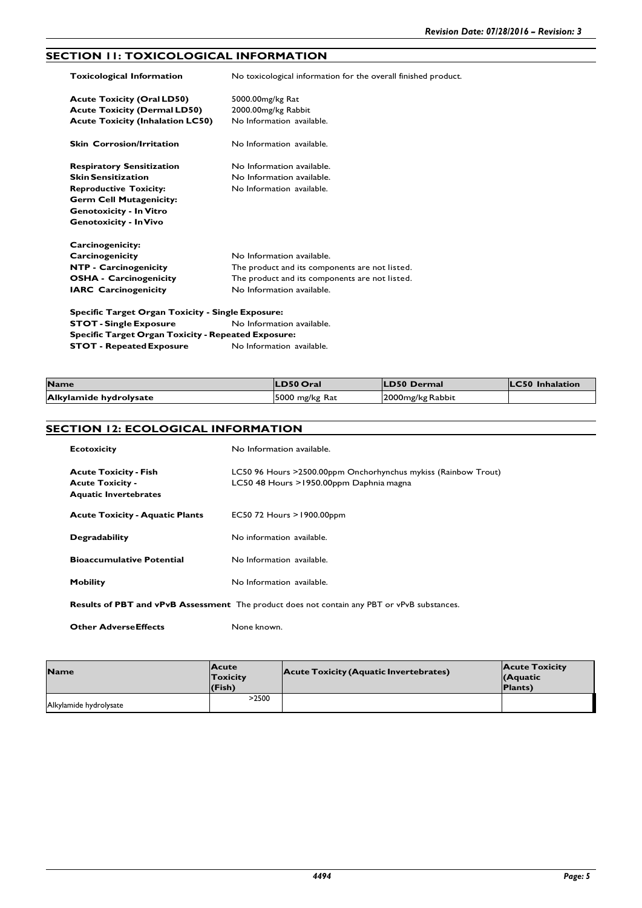## SECTION 11: TOXICOLOGICAL INFORMATION

**Toxicological Information** No toxicological information for the overall finished product.

**Acute Toxicity (Oral LD50)** 5000.00mg/kg Rat
**Acute Toxicity (Dermal LD50)** 2000.00mg/kg Rabbit
**Acute Toxicity (Inhalation LC50)** No Information available.

**Skin Corrosion/Irritation** No Information available.

**Respiratory Sensitization** No Information available.
**Skin Sensitization** No Information available.
**Reproductive Toxicity:** No Information available.
**Germ Cell Mutagenicity:**
**Genotoxicity - In Vitro**
**Genotoxicity - In Vivo**

**Carcinogenicity:**
**Carcinogenicity** No Information available.
**NTP - Carcinogenicity** The product and its components are not listed.
**OSHA - Carcinogenicity** The product and its components are not listed.
**IARC Carcinogenicity** No Information available.

**Specific Target Organ Toxicity - Single Exposure:**
**STOT - Single Exposure** No Information available.
**Specific Target Organ Toxicity - Repeated Exposure:**
**STOT - Repeated Exposure** No Information available.

| Name | LD50 Oral | LD50 Dermal | LC50 Inhalation |
|---|---|---|---|
| Alkylamide hydrolysate | 5000 mg/kg Rat | 2000mg/kg Rabbit | |

## SECTION 12: ECOLOGICAL INFORMATION

**Ecotoxicity** No Information available.

**Acute Toxicity - Fish** LC50 96 Hours >2500.00ppm Onchorhynchus mykiss (Rainbow Trout)
**Acute Toxicity - Aquatic Invertebrates** LC50 48 Hours >1950.00ppm Daphnia magna

**Acute Toxicity - Aquatic Plants** EC50 72 Hours >1900.00ppm

**Degradability** No information available.

**Bioaccumulative Potential** No Information available.

**Mobility** No Information available.

**Results of PBT and vPvB Assessment** The product does not contain any PBT or vPvB substances.

**Other Adverse Effects** None known.

| Name | Acute Toxicity (Fish) | Acute Toxicity (Aquatic Invertebrates) | Acute Toxicity (Aquatic Plants) |
|---|---|---|---|
| Alkylamide hydrolysate | >2500 | | |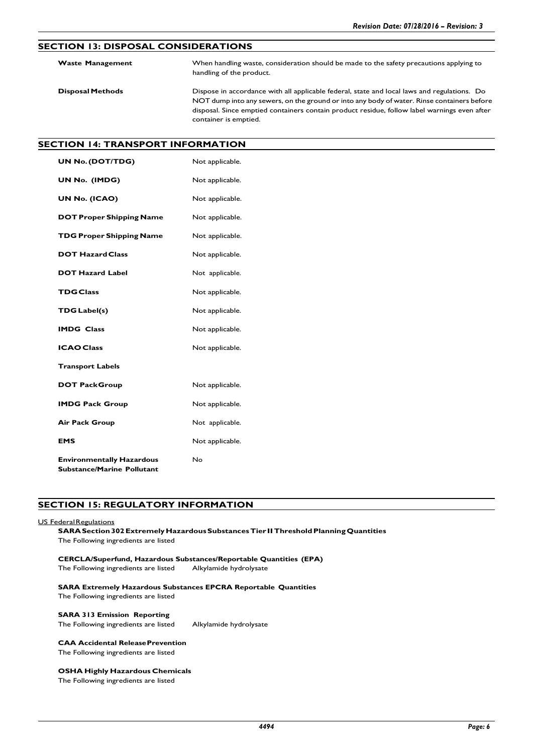## SECTION 13: DISPOSAL CONSIDERATIONS

| | |
|---|---|
| **Waste Management** | When handling waste, consideration should be made to the safety precautions applying to handling of the product. |
| **Disposal Methods** | Dispose in accordance with all applicable federal, state and local laws and regulations. Do NOT dump into any sewers, on the ground or into any body of water. Rinse containers before disposal. Since emptied containers contain product residue, follow label warnings even after container is emptied. |

## SECTION 14: TRANSPORT INFORMATION

| | |
|---|---|
| **UN No. (DOT/TDG)** | Not applicable. |
| **UN No. (IMDG)** | Not applicable. |
| **UN No. (ICAO)** | Not applicable. |
| **DOT Proper Shipping Name** | Not applicable. |
| **TDG Proper Shipping Name** | Not applicable. |
| **DOT Hazard Class** | Not applicable. |
| **DOT Hazard Label** | Not applicable. |
| **TDG Class** | Not applicable. |
| **TDG Label(s)** | Not applicable. |
| **IMDG Class** | Not applicable. |
| **ICAO Class** | Not applicable. |
| **Transport Labels** | |
| **DOT Pack Group** | Not applicable. |
| **IMDG Pack Group** | Not applicable. |
| **Air Pack Group** | Not applicable. |
| **EMS** | Not applicable. |
| **Environmentally Hazardous Substance/Marine Pollutant** | No |

## SECTION 15: REGULATORY INFORMATION

US Federal Regulations

**SARA Section 302 Extremely Hazardous Substances Tier II Threshold Planning Quantities**
The Following ingredients are listed

**CERCLA/Superfund, Hazardous Substances/Reportable Quantities (EPA)**
The Following ingredients are listed    Alkylamide hydrolysate

**SARA Extremely Hazardous Substances EPCRA Reportable Quantities**
The Following ingredients are listed

**SARA 313 Emission Reporting**
The Following ingredients are listed    Alkylamide hydrolysate

**CAA Accidental Release Prevention**
The Following ingredients are listed

**OSHA Highly Hazardous Chemicals**
The Following ingredients are listed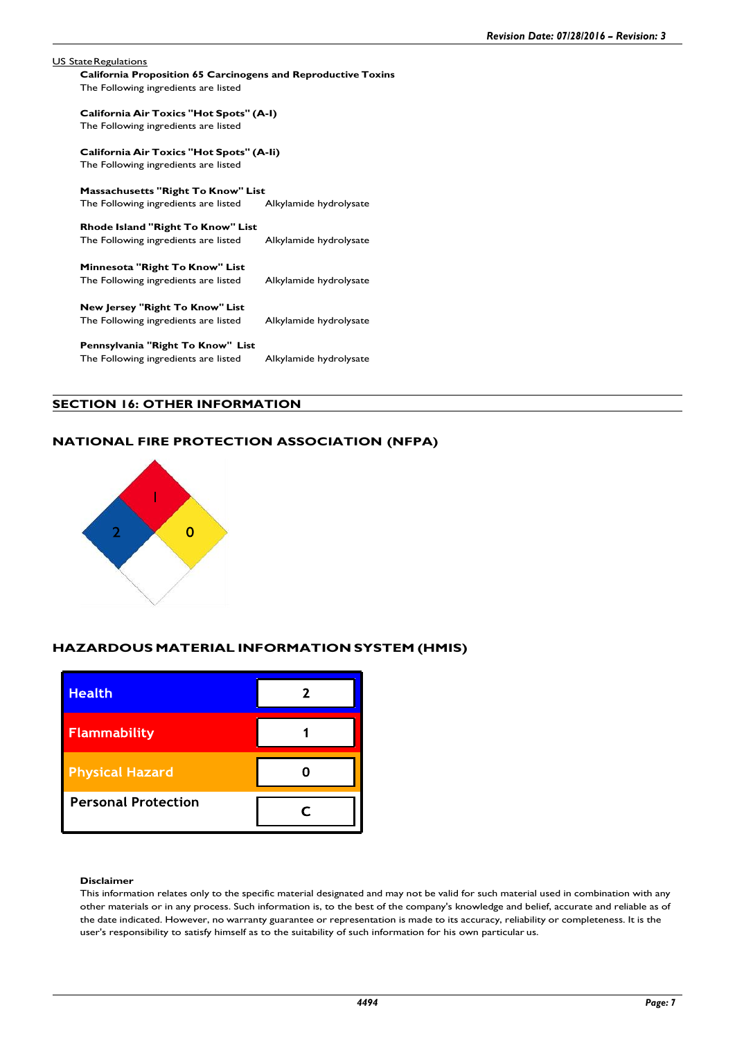US State Regulations

**California Proposition 65 Carcinogens and Reproductive Toxins**
The Following ingredients are listed

**California Air Toxics "Hot Spots" (A-I)**
The Following ingredients are listed

**California Air Toxics "Hot Spots" (A-Ii)**
The Following ingredients are listed

**Massachusetts "Right To Know" List**
The Following ingredients are listed Alkylamide hydrolysate

**Rhode Island "Right To Know" List**
The Following ingredients are listed Alkylamide hydrolysate

**Minnesota "Right To Know" List**
The Following ingredients are listed Alkylamide hydrolysate

**New Jersey "Right To Know" List**
The Following ingredients are listed Alkylamide hydrolysate

**Pennsylvania "Right To Know" List**
The Following ingredients are listed Alkylamide hydrolysate

## SECTION 16: OTHER INFORMATION

### NATIONAL FIRE PROTECTION ASSOCIATION (NFPA)

1

2 0

### HAZARDOUS MATERIAL INFORMATION SYSTEM (HMIS)

| | |
|---|---|
| Health | 2 |
| Flammability | 1 |
| Physical Hazard | 0 |
| Personal Protection | C |

**Disclaimer**
This information relates only to the specific material designated and may not be valid for such material used in combination with any other materials or in any process. Such information is, to the best of the company's knowledge and belief, accurate and reliable as of the date indicated. However, no warranty guarantee or representation is made to its accuracy, reliability or completeness. It is the user's responsibility to satisfy himself as to the suitability of such information for his own particular us.